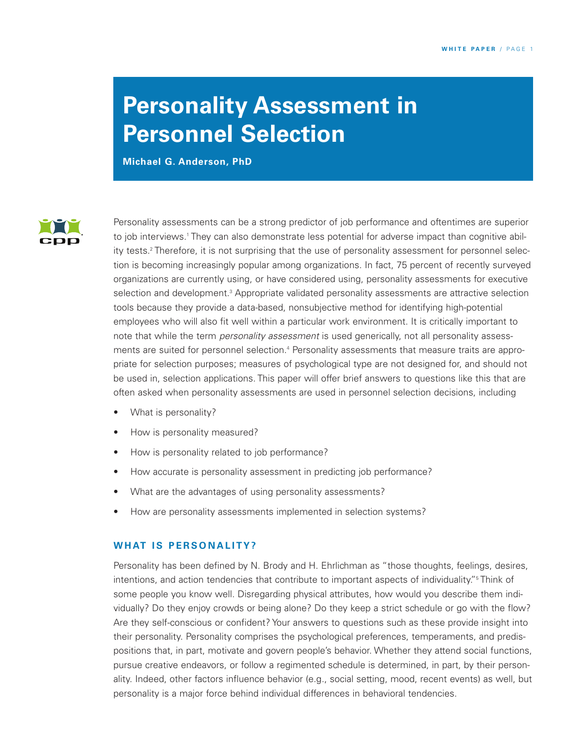# Personality Assessment in Personnel Selection

**Michael G. Anderson, PhD**

Personality assessments can be a strong predictor of job performance and oftentimes are superior to job interviews.[1] They can also demonstrate less potential for adverse impact than cognitive ability tests.[2] Therefore, it is not surprising that the use of personality assessment for personnel selection is becoming increasingly popular among organizations. In fact, 75 percent of recently surveyed organizations are currently using, or have considered using, personality assessments for executive selection and development.[3] Appropriate validated personality assessments are attractive selection tools because they provide a data-based, nonsubjective method for identifying high-potential employees who will also fit well within a particular work environment. It is critically important to note that while the term *personality assessment* is used generically, not all personality assessments are suited for personnel selection.[4] Personality assessments that measure traits are appropriate for selection purposes; measures of psychological type are not designed for, and should not be used in, selection applications. This paper will offer brief answers to questions like this that are often asked when personality assessments are used in personnel selection decisions, including

- What is personality?
- How is personality measured?
- How is personality related to job performance?
- How accurate is personality assessment in predicting job performance?
- What are the advantages of using personality assessments?
- How are personality assessments implemented in selection systems?

## WHAT IS PERSONALITY?

Personality has been defined by N. Brody and H. Ehrlichman as "those thoughts, feelings, desires, intentions, and action tendencies that contribute to important aspects of individuality."[5] Think of some people you know well. Disregarding physical attributes, how would you describe them individually? Do they enjoy crowds or being alone? Do they keep a strict schedule or go with the flow? Are they self-conscious or confident? Your answers to questions such as these provide insight into their personality. Personality comprises the psychological preferences, temperaments, and predispositions that, in part, motivate and govern people's behavior. Whether they attend social functions, pursue creative endeavors, or follow a regimented schedule is determined, in part, by their personality. Indeed, other factors influence behavior (e.g., social setting, mood, recent events) as well, but personality is a major force behind individual differences in behavioral tendencies.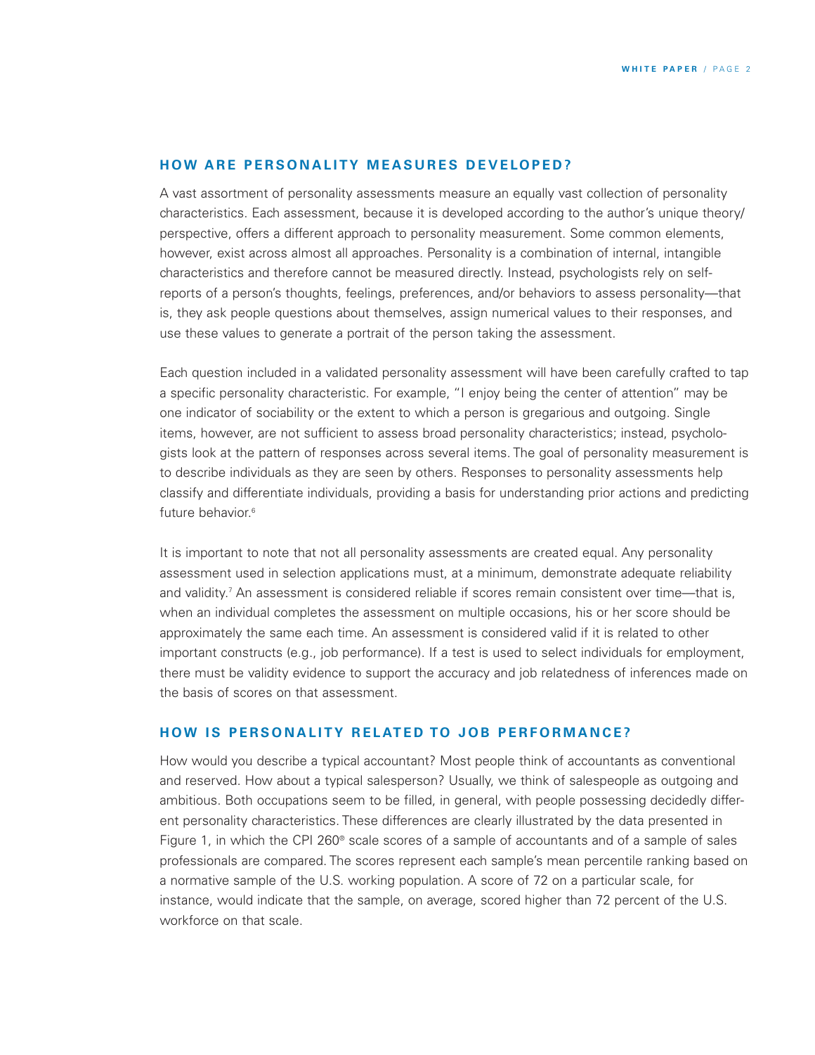## HOW ARE PERSONALITY MEASURES DEVELOPED?

A vast assortment of personality assessments measure an equally vast collection of personality characteristics. Each assessment, because it is developed according to the author's unique theory/perspective, offers a different approach to personality measurement. Some common elements, however, exist across almost all approaches. Personality is a combination of internal, intangible characteristics and therefore cannot be measured directly. Instead, psychologists rely on self-reports of a person's thoughts, feelings, preferences, and/or behaviors to assess personality—that is, they ask people questions about themselves, assign numerical values to their responses, and use these values to generate a portrait of the person taking the assessment.

Each question included in a validated personality assessment will have been carefully crafted to tap a specific personality characteristic. For example, "I enjoy being the center of attention" may be one indicator of sociability or the extent to which a person is gregarious and outgoing. Single items, however, are not sufficient to assess broad personality characteristics; instead, psychologists look at the pattern of responses across several items. The goal of personality measurement is to describe individuals as they are seen by others. Responses to personality assessments help classify and differentiate individuals, providing a basis for understanding prior actions and predicting future behavior.[6]

It is important to note that not all personality assessments are created equal. Any personality assessment used in selection applications must, at a minimum, demonstrate adequate reliability and validity.[7] An assessment is considered reliable if scores remain consistent over time—that is, when an individual completes the assessment on multiple occasions, his or her score should be approximately the same each time. An assessment is considered valid if it is related to other important constructs (e.g., job performance). If a test is used to select individuals for employment, there must be validity evidence to support the accuracy and job relatedness of inferences made on the basis of scores on that assessment.

## HOW IS PERSONALITY RELATED TO JOB PERFORMANCE?

How would you describe a typical accountant? Most people think of accountants as conventional and reserved. How about a typical salesperson? Usually, we think of salespeople as outgoing and ambitious. Both occupations seem to be filled, in general, with people possessing decidedly different personality characteristics. These differences are clearly illustrated by the data presented in Figure 1, in which the CPI 260® scale scores of a sample of accountants and of a sample of sales professionals are compared. The scores represent each sample's mean percentile ranking based on a normative sample of the U.S. working population. A score of 72 on a particular scale, for instance, would indicate that the sample, on average, scored higher than 72 percent of the U.S. workforce on that scale.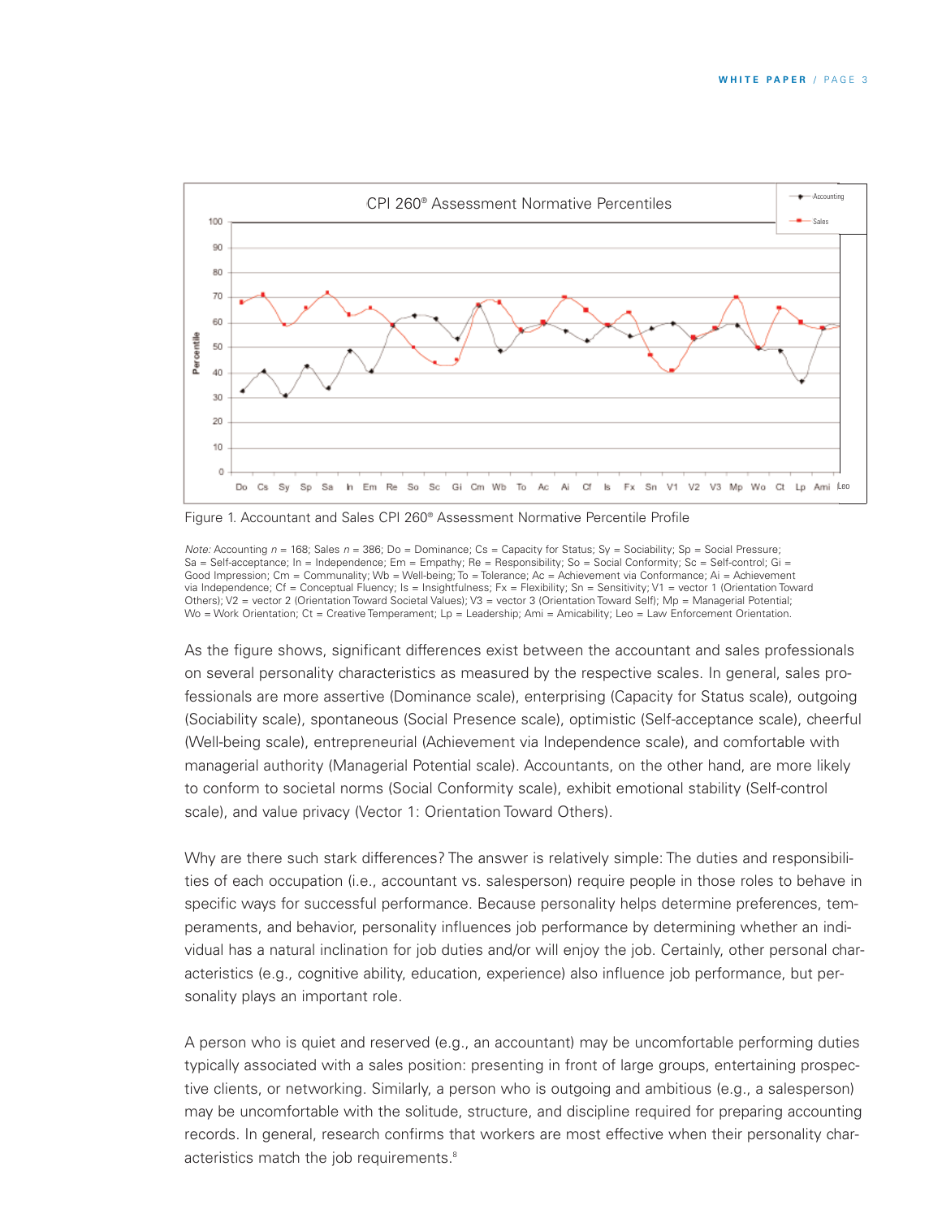Figure 1. Accountant and Sales CPI 260® Assessment Normative Percentile Profile

*Note:* Accounting *n* = 168; Sales *n* = 386; Do = Dominance; Cs = Capacity for Status; Sy = Sociability; Sp = Social Pressure; Sa = Self-acceptance; In = Independence; Em = Empathy; Re = Responsibility; So = Social Conformity; Sc = Self-control; Gi = Good Impression; Cm = Communality; Wb = Well-being; To = Tolerance; Ac = Achievement via Conformance; Ai = Achievement via Independence; Cf = Conceptual Fluency; Is = Insightfulness; Fx = Flexibility; Sn = Sensitivity; V1 = vector 1 (Orientation Toward Others); V2 = vector 2 (Orientation Toward Societal Values); V3 = vector 3 (Orientation Toward Self); Mp = Managerial Potential; Wo = Work Orientation; Ct = Creative Temperament; Lp = Leadership; Ami = Amicability; Leo = Law Enforcement Orientation.

As the figure shows, significant differences exist between the accountant and sales professionals on several personality characteristics as measured by the respective scales. In general, sales professionals are more assertive (Dominance scale), enterprising (Capacity for Status scale), outgoing (Sociability scale), spontaneous (Social Presence scale), optimistic (Self-acceptance scale), cheerful (Well-being scale), entrepreneurial (Achievement via Independence scale), and comfortable with managerial authority (Managerial Potential scale). Accountants, on the other hand, are more likely to conform to societal norms (Social Conformity scale), exhibit emotional stability (Self-control scale), and value privacy (Vector 1: Orientation Toward Others).

Why are there such stark differences? The answer is relatively simple: The duties and responsibilities of each occupation (i.e., accountant vs. salesperson) require people in those roles to behave in specific ways for successful performance. Because personality helps determine preferences, temperaments, and behavior, personality influences job performance by determining whether an individual has a natural inclination for job duties and/or will enjoy the job. Certainly, other personal characteristics (e.g., cognitive ability, education, experience) also influence job performance, but personality plays an important role.

A person who is quiet and reserved (e.g., an accountant) may be uncomfortable performing duties typically associated with a sales position: presenting in front of large groups, entertaining prospective clients, or networking. Similarly, a person who is outgoing and ambitious (e.g., a salesperson) may be uncomfortable with the solitude, structure, and discipline required for preparing accounting records. In general, research confirms that workers are most effective when their personality characteristics match the job requirements.[8]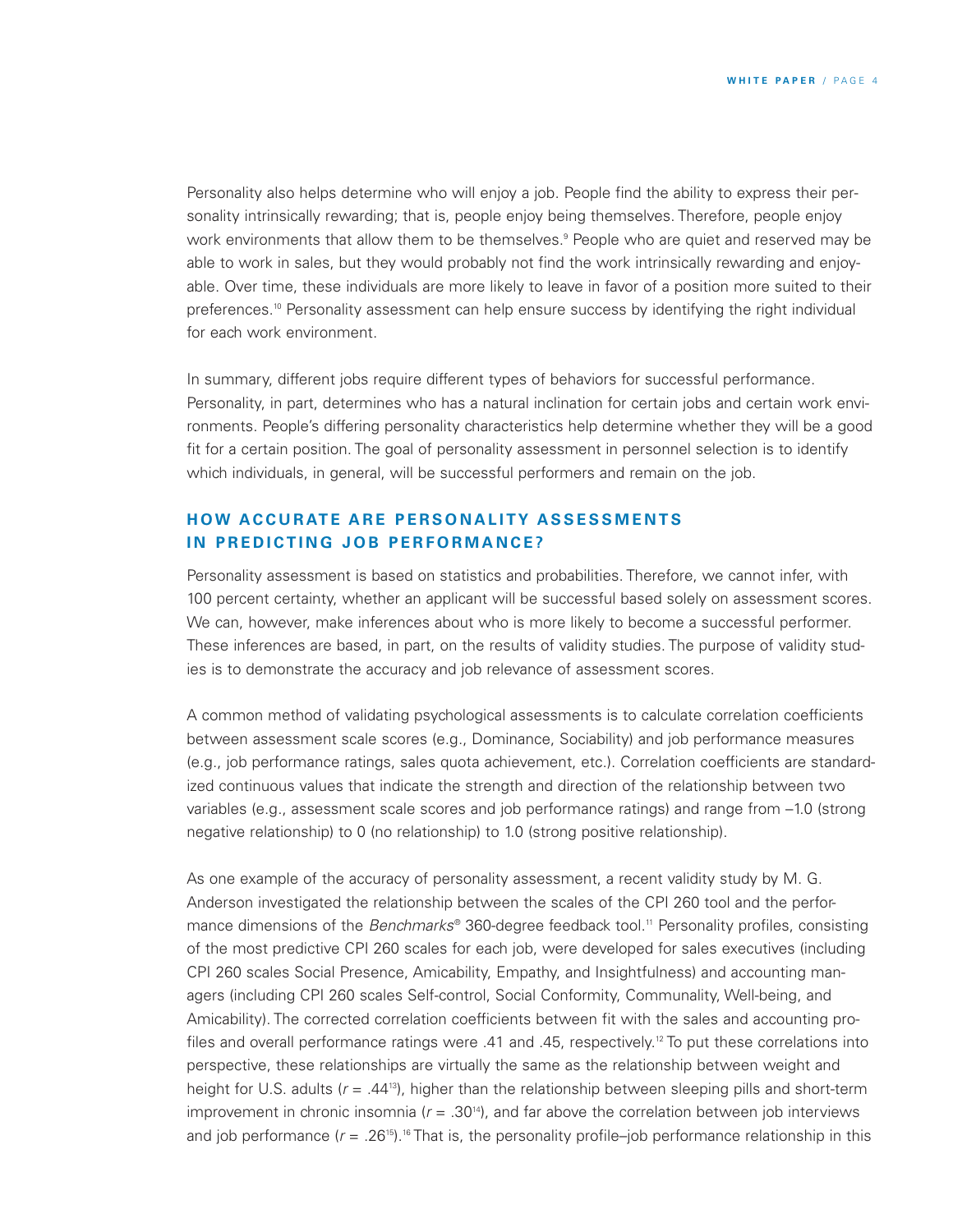Personality also helps determine who will enjoy a job. People find the ability to express their personality intrinsically rewarding; that is, people enjoy being themselves. Therefore, people enjoy work environments that allow them to be themselves.[9] People who are quiet and reserved may be able to work in sales, but they would probably not find the work intrinsically rewarding and enjoyable. Over time, these individuals are more likely to leave in favor of a position more suited to their preferences.[10] Personality assessment can help ensure success by identifying the right individual for each work environment.

In summary, different jobs require different types of behaviors for successful performance. Personality, in part, determines who has a natural inclination for certain jobs and certain work environments. People's differing personality characteristics help determine whether they will be a good fit for a certain position. The goal of personality assessment in personnel selection is to identify which individuals, in general, will be successful performers and remain on the job.

## HOW ACCURATE ARE PERSONALITY ASSESSMENTS IN PREDICTING JOB PERFORMANCE?

Personality assessment is based on statistics and probabilities. Therefore, we cannot infer, with 100 percent certainty, whether an applicant will be successful based solely on assessment scores. We can, however, make inferences about who is more likely to become a successful performer. These inferences are based, in part, on the results of validity studies. The purpose of validity studies is to demonstrate the accuracy and job relevance of assessment scores.

A common method of validating psychological assessments is to calculate correlation coefficients between assessment scale scores (e.g., Dominance, Sociability) and job performance measures (e.g., job performance ratings, sales quota achievement, etc.). Correlation coefficients are standardized continuous values that indicate the strength and direction of the relationship between two variables (e.g., assessment scale scores and job performance ratings) and range from –1.0 (strong negative relationship) to 0 (no relationship) to 1.0 (strong positive relationship).

As one example of the accuracy of personality assessment, a recent validity study by M. G. Anderson investigated the relationship between the scales of the CPI 260 tool and the performance dimensions of the *Benchmarks®* 360-degree feedback tool.[11] Personality profiles, consisting of the most predictive CPI 260 scales for each job, were developed for sales executives (including CPI 260 scales Social Presence, Amicability, Empathy, and Insightfulness) and accounting managers (including CPI 260 scales Self-control, Social Conformity, Communality, Well-being, and Amicability). The corrected correlation coefficients between fit with the sales and accounting profiles and overall performance ratings were .41 and .45, respectively.[12] To put these correlations into perspective, these relationships are virtually the same as the relationship between weight and height for U.S. adults ($r = .44$[13]), higher than the relationship between sleeping pills and short-term improvement in chronic insomnia ($r = .30$[14]), and far above the correlation between job interviews and job performance ($r = .26$[15]).[16] That is, the personality profile–job performance relationship in this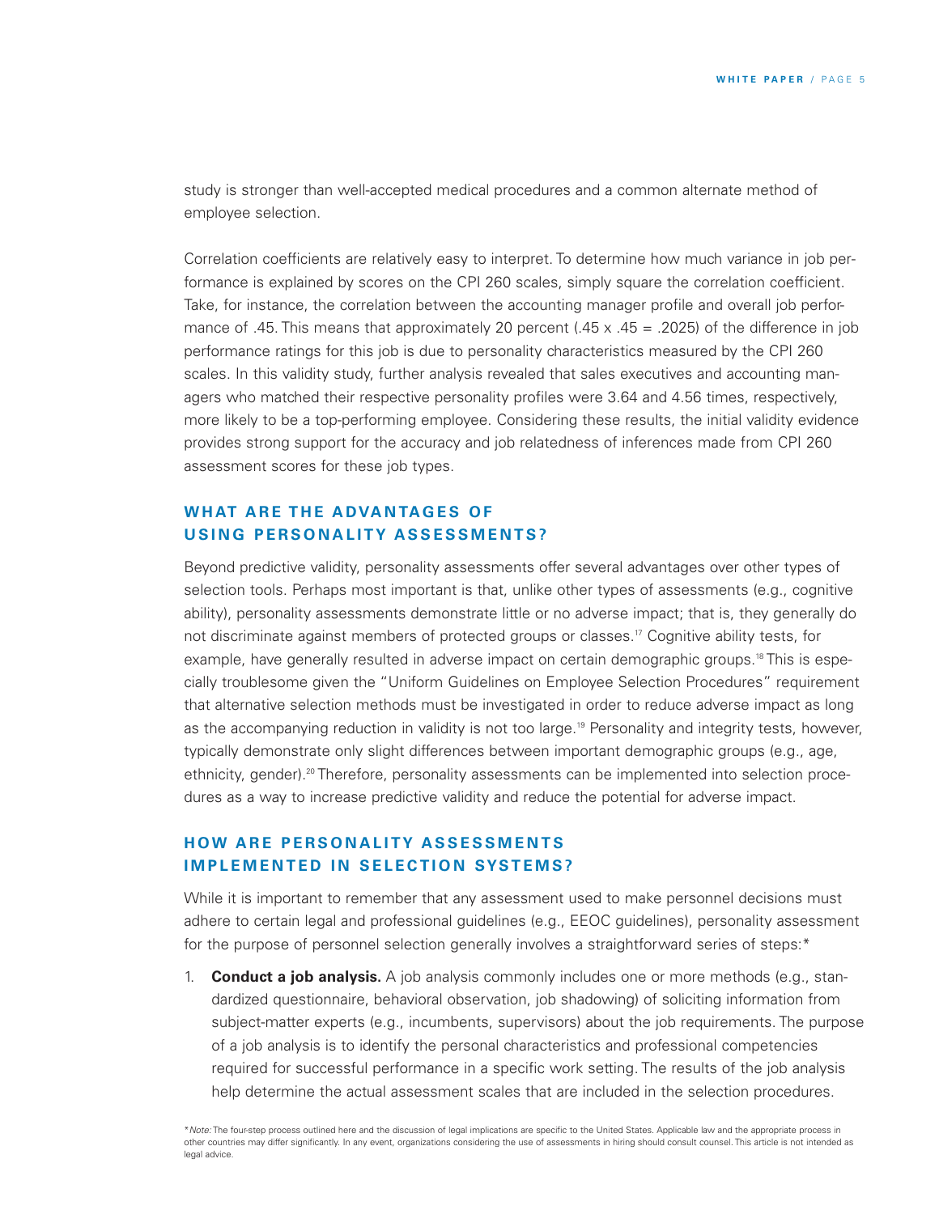study is stronger than well-accepted medical procedures and a common alternate method of employee selection.

Correlation coefficients are relatively easy to interpret. To determine how much variance in job performance is explained by scores on the CPI 260 scales, simply square the correlation coefficient. Take, for instance, the correlation between the accounting manager profile and overall job performance of .45. This means that approximately 20 percent (.45 x .45 = .2025) of the difference in job performance ratings for this job is due to personality characteristics measured by the CPI 260 scales. In this validity study, further analysis revealed that sales executives and accounting managers who matched their respective personality profiles were 3.64 and 4.56 times, respectively, more likely to be a top-performing employee. Considering these results, the initial validity evidence provides strong support for the accuracy and job relatedness of inferences made from CPI 260 assessment scores for these job types.

## WHAT ARE THE ADVANTAGES OF USING PERSONALITY ASSESSMENTS?

Beyond predictive validity, personality assessments offer several advantages over other types of selection tools. Perhaps most important is that, unlike other types of assessments (e.g., cognitive ability), personality assessments demonstrate little or no adverse impact; that is, they generally do not discriminate against members of protected groups or classes.[17] Cognitive ability tests, for example, have generally resulted in adverse impact on certain demographic groups.[18] This is especially troublesome given the "Uniform Guidelines on Employee Selection Procedures" requirement that alternative selection methods must be investigated in order to reduce adverse impact as long as the accompanying reduction in validity is not too large.[19] Personality and integrity tests, however, typically demonstrate only slight differences between important demographic groups (e.g., age, ethnicity, gender).[20] Therefore, personality assessments can be implemented into selection procedures as a way to increase predictive validity and reduce the potential for adverse impact.

## HOW ARE PERSONALITY ASSESSMENTS IMPLEMENTED IN SELECTION SYSTEMS?

While it is important to remember that any assessment used to make personnel decisions must adhere to certain legal and professional guidelines (e.g., EEOC guidelines), personality assessment for the purpose of personnel selection generally involves a straightforward series of steps:*

1. **Conduct a job analysis.** A job analysis commonly includes one or more methods (e.g., standardized questionnaire, behavioral observation, job shadowing) of soliciting information from subject-matter experts (e.g., incumbents, supervisors) about the job requirements. The purpose of a job analysis is to identify the personal characteristics and professional competencies required for successful performance in a specific work setting. The results of the job analysis help determine the actual assessment scales that are included in the selection procedures.

*\*Note:* The four-step process outlined here and the discussion of legal implications are specific to the United States. Applicable law and the appropriate process in other countries may differ significantly. In any event, organizations considering the use of assessments in hiring should consult counsel. This article is not intended as legal advice.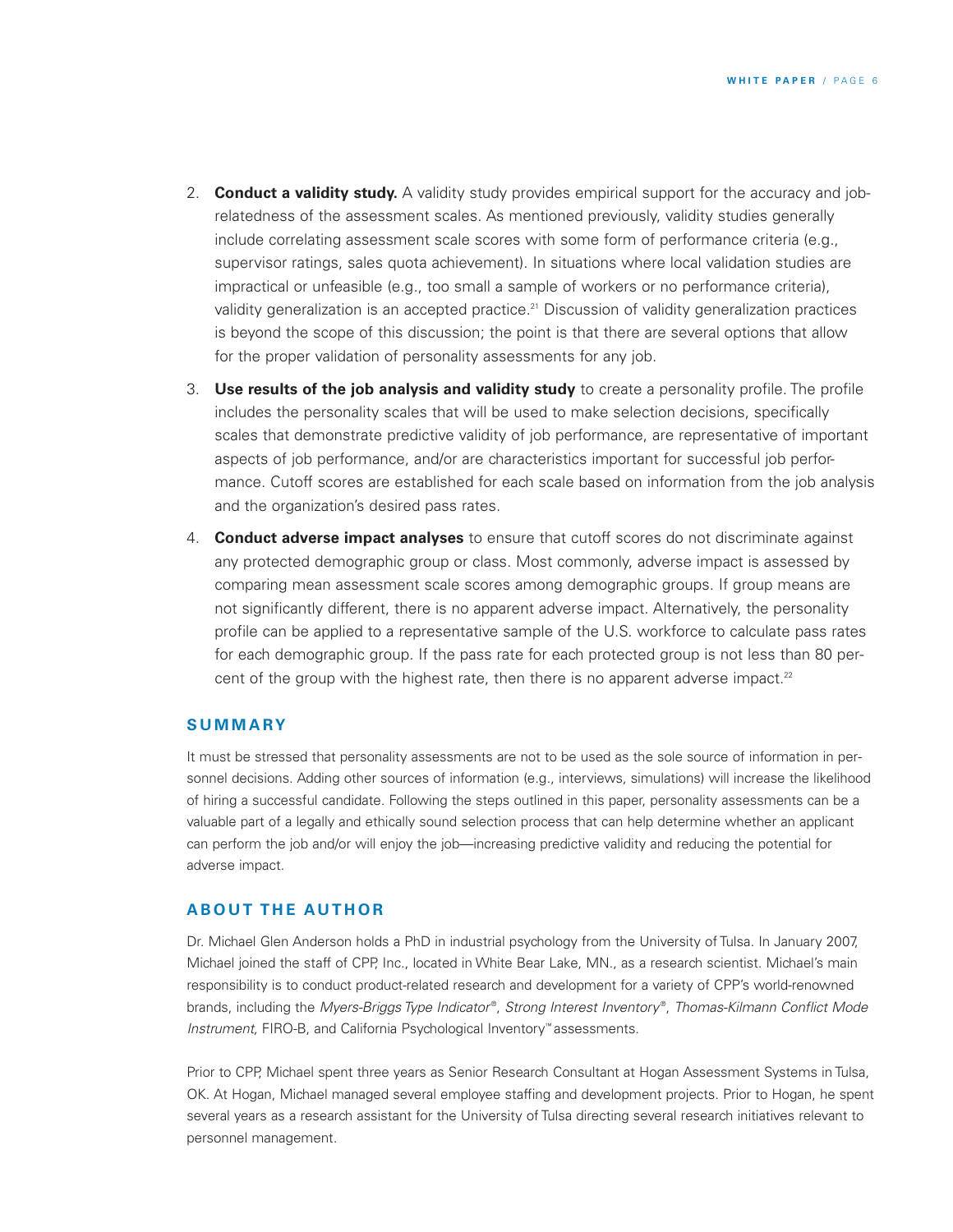2. **Conduct a validity study.** A validity study provides empirical support for the accuracy and job-relatedness of the assessment scales. As mentioned previously, validity studies generally include correlating assessment scale scores with some form of performance criteria (e.g., supervisor ratings, sales quota achievement). In situations where local validation studies are impractical or unfeasible (e.g., too small a sample of workers or no performance criteria), validity generalization is an accepted practice.[21] Discussion of validity generalization practices is beyond the scope of this discussion; the point is that there are several options that allow for the proper validation of personality assessments for any job.
3. **Use results of the job analysis and validity study** to create a personality profile. The profile includes the personality scales that will be used to make selection decisions, specifically scales that demonstrate predictive validity of job performance, are representative of important aspects of job performance, and/or are characteristics important for successful job performance. Cutoff scores are established for each scale based on information from the job analysis and the organization's desired pass rates.
4. **Conduct adverse impact analyses** to ensure that cutoff scores do not discriminate against any protected demographic group or class. Most commonly, adverse impact is assessed by comparing mean assessment scale scores among demographic groups. If group means are not significantly different, there is no apparent adverse impact. Alternatively, the personality profile can be applied to a representative sample of the U.S. workforce to calculate pass rates for each demographic group. If the pass rate for each protected group is not less than 80 percent of the group with the highest rate, then there is no apparent adverse impact.[22]

## SUMMARY

It must be stressed that personality assessments are not to be used as the sole source of information in personnel decisions. Adding other sources of information (e.g., interviews, simulations) will increase the likelihood of hiring a successful candidate. Following the steps outlined in this paper, personality assessments can be a valuable part of a legally and ethically sound selection process that can help determine whether an applicant can perform the job and/or will enjoy the job—increasing predictive validity and reducing the potential for adverse impact.

## ABOUT THE AUTHOR

Dr. Michael Glen Anderson holds a PhD in industrial psychology from the University of Tulsa. In January 2007, Michael joined the staff of CPP, Inc., located in White Bear Lake, MN., as a research scientist. Michael's main responsibility is to conduct product-related research and development for a variety of CPP's world-renowned brands, including the *Myers-Briggs Type Indicator®*, *Strong Interest Inventory®*, *Thomas-Kilmann Conflict Mode Instrument,* FIRO-B, and California Psychological Inventory™ assessments.

Prior to CPP, Michael spent three years as Senior Research Consultant at Hogan Assessment Systems in Tulsa, OK. At Hogan, Michael managed several employee staffing and development projects. Prior to Hogan, he spent several years as a research assistant for the University of Tulsa directing several research initiatives relevant to personnel management.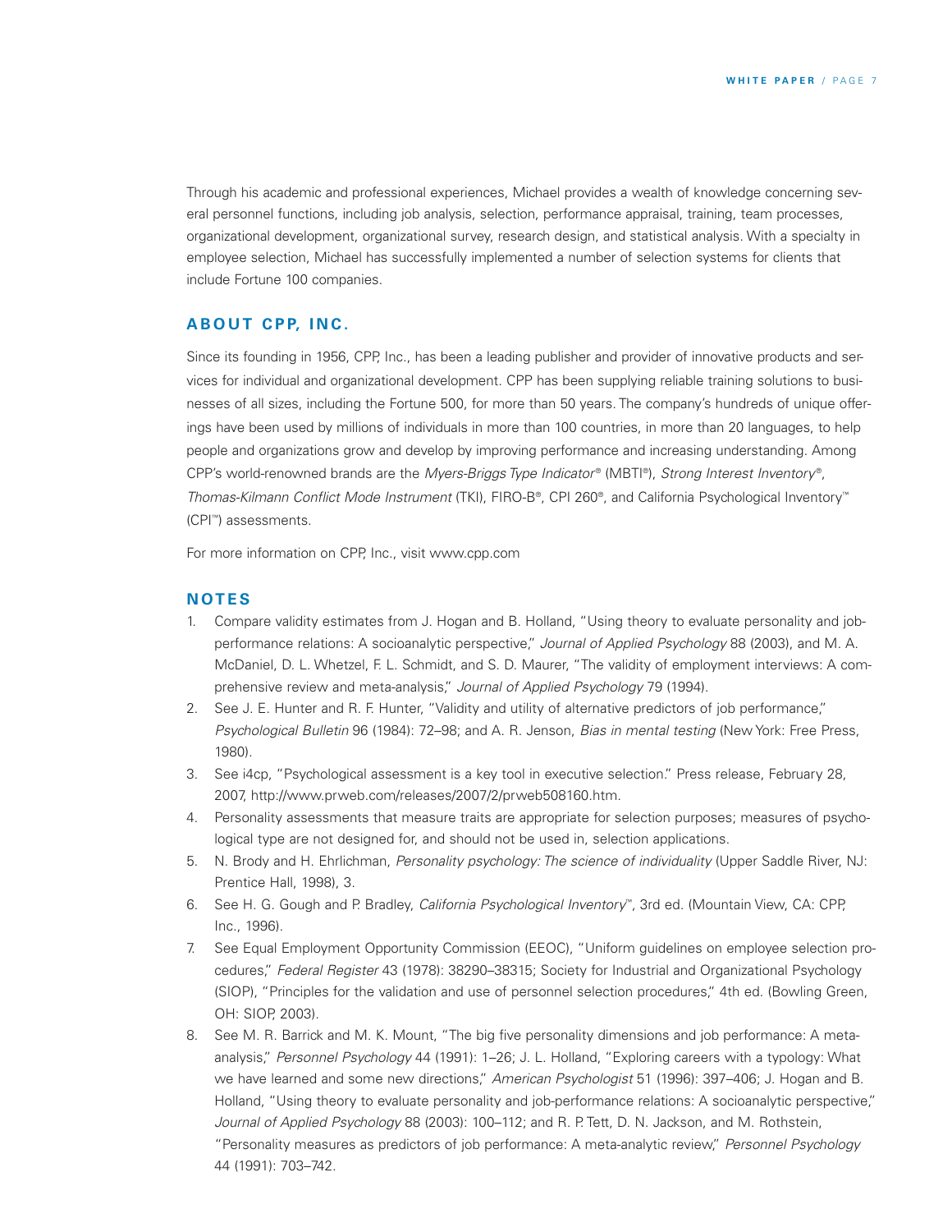Through his academic and professional experiences, Michael provides a wealth of knowledge concerning several personnel functions, including job analysis, selection, performance appraisal, training, team processes, organizational development, organizational survey, research design, and statistical analysis. With a specialty in employee selection, Michael has successfully implemented a number of selection systems for clients that include Fortune 100 companies.

## ABOUT CPP, INC.

Since its founding in 1956, CPP, Inc., has been a leading publisher and provider of innovative products and services for individual and organizational development. CPP has been supplying reliable training solutions to businesses of all sizes, including the Fortune 500, for more than 50 years. The company's hundreds of unique offerings have been used by millions of individuals in more than 100 countries, in more than 20 languages, to help people and organizations grow and develop by improving performance and increasing understanding. Among CPP's world-renowned brands are the *Myers-Briggs Type Indicator*® (MBTI®), *Strong Interest Inventory*®, *Thomas-Kilmann Conflict Mode Instrument* (TKI), FIRO-B®, CPI 260®, and California Psychological Inventory™ (CPI™) assessments.

For more information on CPP, Inc., visit www.cpp.com

## NOTES

1. Compare validity estimates from J. Hogan and B. Holland, "Using theory to evaluate personality and job-performance relations: A socioanalytic perspective," *Journal of Applied Psychology* 88 (2003), and M. A. McDaniel, D. L. Whetzel, F. L. Schmidt, and S. D. Maurer, "The validity of employment interviews: A comprehensive review and meta-analysis," *Journal of Applied Psychology* 79 (1994).
2. See J. E. Hunter and R. F. Hunter, "Validity and utility of alternative predictors of job performance," *Psychological Bulletin* 96 (1984): 72–98; and A. R. Jenson, *Bias in mental testing* (New York: Free Press, 1980).
3. See i4cp, "Psychological assessment is a key tool in executive selection." Press release, February 28, 2007, http://www.prweb.com/releases/2007/2/prweb508160.htm.
4. Personality assessments that measure traits are appropriate for selection purposes; measures of psychological type are not designed for, and should not be used in, selection applications.
5. N. Brody and H. Ehrlichman, *Personality psychology: The science of individuality* (Upper Saddle River, NJ: Prentice Hall, 1998), 3.
6. See H. G. Gough and P. Bradley, *California Psychological Inventory*™, 3rd ed. (Mountain View, CA: CPP, Inc., 1996).
7. See Equal Employment Opportunity Commission (EEOC), "Uniform guidelines on employee selection procedures," *Federal Register* 43 (1978): 38290–38315; Society for Industrial and Organizational Psychology (SIOP), "Principles for the validation and use of personnel selection procedures," 4th ed. (Bowling Green, OH: SIOP, 2003).
8. See M. R. Barrick and M. K. Mount, "The big five personality dimensions and job performance: A meta-analysis," *Personnel Psychology* 44 (1991): 1–26; J. L. Holland, "Exploring careers with a typology: What we have learned and some new directions," *American Psychologist* 51 (1996): 397–406; J. Hogan and B. Holland, "Using theory to evaluate personality and job-performance relations: A socioanalytic perspective," *Journal of Applied Psychology* 88 (2003): 100–112; and R. P. Tett, D. N. Jackson, and M. Rothstein, "Personality measures as predictors of job performance: A meta-analytic review," *Personnel Psychology* 44 (1991): 703–742.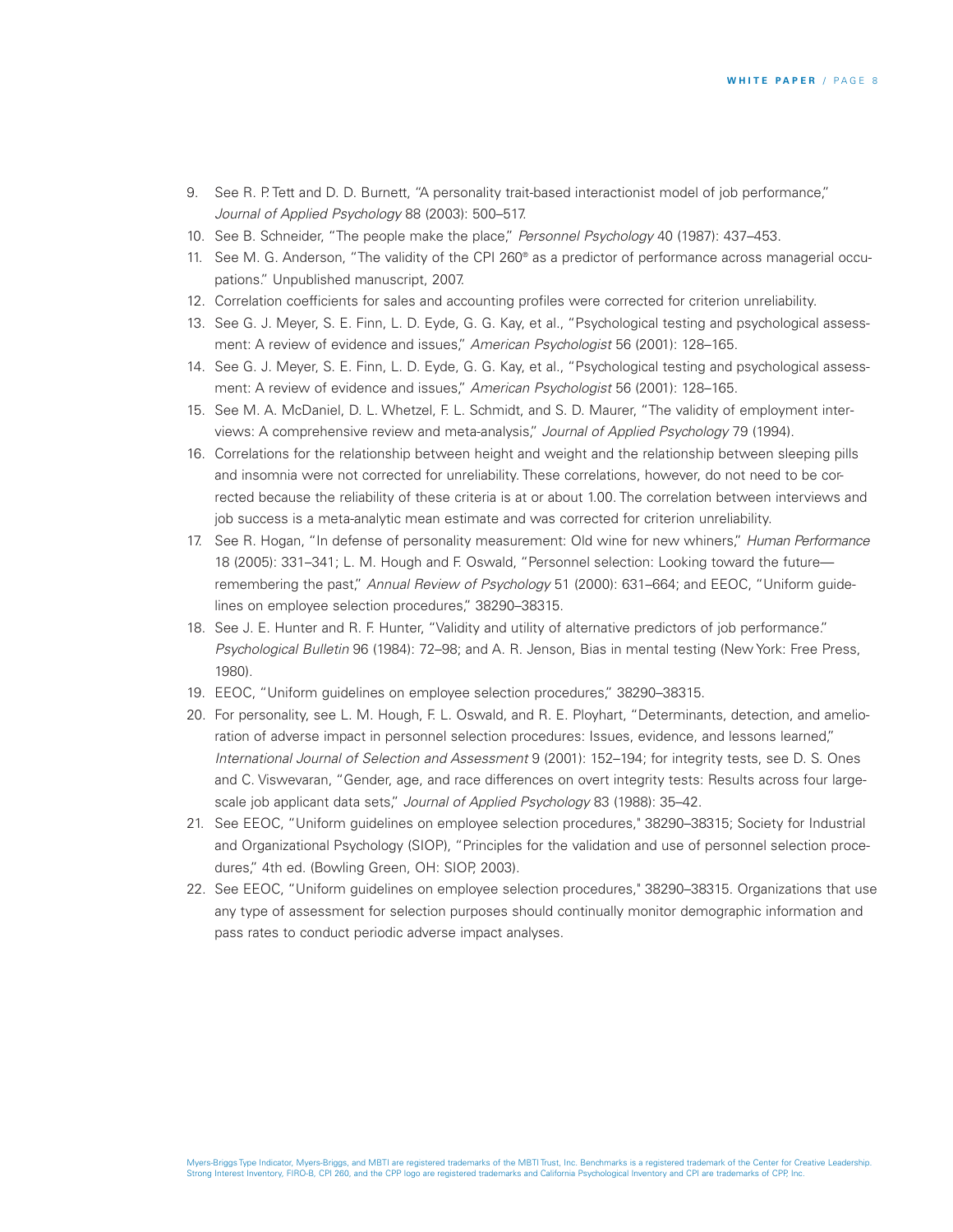9. See R. P. Tett and D. D. Burnett, "A personality trait-based interactionist model of job performance," *Journal of Applied Psychology* 88 (2003): 500–517.
10. See B. Schneider, "The people make the place," *Personnel Psychology* 40 (1987): 437–453.
11. See M. G. Anderson, "The validity of the CPI 260® as a predictor of performance across managerial occupations." Unpublished manuscript, 2007.
12. Correlation coefficients for sales and accounting profiles were corrected for criterion unreliability.
13. See G. J. Meyer, S. E. Finn, L. D. Eyde, G. G. Kay, et al., "Psychological testing and psychological assessment: A review of evidence and issues," *American Psychologist* 56 (2001): 128–165.
14. See G. J. Meyer, S. E. Finn, L. D. Eyde, G. G. Kay, et al., "Psychological testing and psychological assessment: A review of evidence and issues," *American Psychologist* 56 (2001): 128–165.
15. See M. A. McDaniel, D. L. Whetzel, F. L. Schmidt, and S. D. Maurer, "The validity of employment interviews: A comprehensive review and meta-analysis," *Journal of Applied Psychology* 79 (1994).
16. Correlations for the relationship between height and weight and the relationship between sleeping pills and insomnia were not corrected for unreliability. These correlations, however, do not need to be corrected because the reliability of these criteria is at or about 1.00. The correlation between interviews and job success is a meta-analytic mean estimate and was corrected for criterion unreliability.
17. See R. Hogan, "In defense of personality measurement: Old wine for new whiners," *Human Performance* 18 (2005): 331–341; L. M. Hough and F. Oswald, "Personnel selection: Looking toward the future—remembering the past," *Annual Review of Psychology* 51 (2000): 631–664; and EEOC, "Uniform guidelines on employee selection procedures," 38290–38315.
18. See J. E. Hunter and R. F. Hunter, "Validity and utility of alternative predictors of job performance." *Psychological Bulletin* 96 (1984): 72–98; and A. R. Jenson, Bias in mental testing (New York: Free Press, 1980).
19. EEOC, "Uniform guidelines on employee selection procedures," 38290–38315.
20. For personality, see L. M. Hough, F. L. Oswald, and R. E. Ployhart, "Determinants, detection, and amelioration of adverse impact in personnel selection procedures: Issues, evidence, and lessons learned," *International Journal of Selection and Assessment* 9 (2001): 152–194; for integrity tests, see D. S. Ones and C. Viswevaran, "Gender, age, and race differences on overt integrity tests: Results across four large-scale job applicant data sets," *Journal of Applied Psychology* 83 (1988): 35–42.
21. See EEOC, "Uniform guidelines on employee selection procedures," 38290–38315; Society for Industrial and Organizational Psychology (SIOP), "Principles for the validation and use of personnel selection procedures," 4th ed. (Bowling Green, OH: SIOP, 2003).
22. See EEOC, "Uniform guidelines on employee selection procedures," 38290–38315. Organizations that use any type of assessment for selection purposes should continually monitor demographic information and pass rates to conduct periodic adverse impact analyses.

Myers-Briggs Type Indicator, Myers-Briggs, and MBTI are registered trademarks of the MBTI Trust, Inc. Benchmarks is a registered trademark of the Center for Creative Leadership. Strong Interest Inventory, FIRO-B, CPI 260, and the CPP logo are registered trademarks and California Psychological Inventory and CPI are trademarks of CPP, Inc.